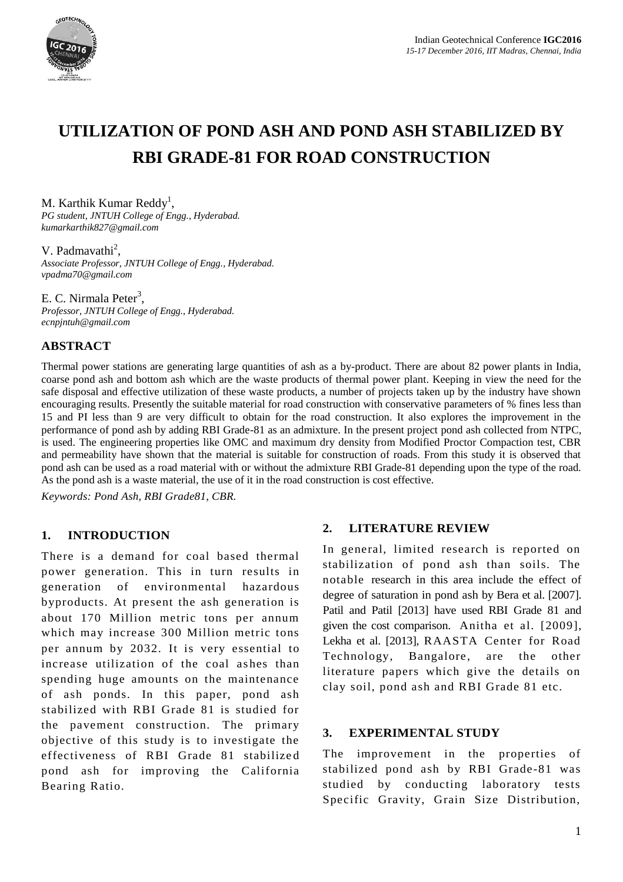# UTILIZATION OF POND ASH AND POND ASH STABILIZED BY RBI GRADE-81 FOR ROAD CONSTRUCTION

M. Karthik Kumar Reddy[1],
*PG student, JNTUH College of Engg., Hyderabad.*
*kumarkarthik827@gmail.com*

V. Padmavathi[2],
*Associate Professor, JNTUH College of Engg., Hyderabad.*
*vpadma70@gmail.com*

E. C. Nirmala Peter[3],
*Professor, JNTUH College of Engg., Hyderabad.*
*ecnpjntuh@gmail.com*

## ABSTRACT

Thermal power stations are generating large quantities of ash as a by-product. There are about 82 power plants in India, coarse pond ash and bottom ash which are the waste products of thermal power plant. Keeping in view the need for the safe disposal and effective utilization of these waste products, a number of projects taken up by the industry have shown encouraging results. Presently the suitable material for road construction with conservative parameters of % fines less than 15 and PI less than 9 are very difficult to obtain for the road construction. It also explores the improvement in the performance of pond ash by adding RBI Grade-81 as an admixture. In the present project pond ash collected from NTPC, is used. The engineering properties like OMC and maximum dry density from Modified Proctor Compaction test, CBR and permeability have shown that the material is suitable for construction of roads. From this study it is observed that pond ash can be used as a road material with or without the admixture RBI Grade-81 depending upon the type of the road. As the pond ash is a waste material, the use of it in the road construction is cost effective.

*Keywords: Pond Ash, RBI Grade81, CBR.*

## 1. INTRODUCTION

There is a demand for coal based thermal power generation. This in turn results in generation of environmental hazardous byproducts. At present the ash generation is about 170 Million metric tons per annum which may increase 300 Million metric tons per annum by 2032. It is very essential to increase utilization of the coal ashes than spending huge amounts on the maintenance of ash ponds. In this paper, pond ash stabilized with RBI Grade 81 is studied for the pavement construction. The primary objective of this study is to investigate the effectiveness of RBI Grade 81 stabilized pond ash for improving the California Bearing Ratio.

## 2. LITERATURE REVIEW

In general, limited research is reported on stabilization of pond ash than soils. The notable research in this area include the effect of degree of saturation in pond ash by Bera et al. [2007]. Patil and Patil [2013] have used RBI Grade 81 and given the cost comparison. Anitha et al. [2009], Lekha et al. [2013], RAASTA Center for Road Technology, Bangalore, are the other literature papers which give the details on clay soil, pond ash and RBI Grade 81 etc.

## 3. EXPERIMENTAL STUDY

The improvement in the properties of stabilized pond ash by RBI Grade-81 was studied by conducting laboratory tests Specific Gravity, Grain Size Distribution,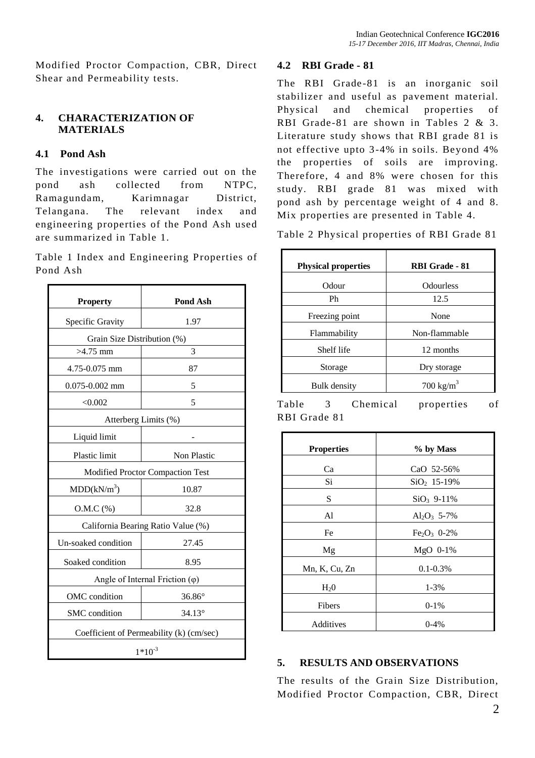Modified Proctor Compaction, CBR, Direct Shear and Permeability tests.

## 4. CHARACTERIZATION OF MATERIALS

### 4.1 Pond Ash

The investigations were carried out on the pond ash collected from NTPC, Ramagundam, Karimnagar District, Telangana. The relevant index and engineering properties of the Pond Ash used are summarized in Table 1.

Table 1 Index and Engineering Properties of Pond Ash

| Property | Pond Ash |
|---|---|
| Specific Gravity | 1.97 |
| Grain Size Distribution (%) | |
| >4.75 mm | 3 |
| 4.75-0.075 mm | 87 |
| 0.075-0.002 mm | 5 |
| <0.002 | 5 |
| Atterberg Limits (%) | |
| Liquid limit | - |
| Plastic limit | Non Plastic |
| Modified Proctor Compaction Test | |
| MDD($kN/m^3$) | 10.87 |
| O.M.C (%) | 32.8 |
| California Bearing Ratio Value (%) | |
| Un-soaked condition | 27.45 |
| Soaked condition | 8.95 |
| Angle of Internal Friction (φ) | |
| OMC condition | 36.86° |
| SMC condition | 34.13° |
| Coefficient of Permeability (k) (cm/sec) | |
| $1*10^{-3}$ | |

### 4.2 RBI Grade - 81

The RBI Grade-81 is an inorganic soil stabilizer and useful as pavement material. Physical and chemical properties of RBI Grade-81 are shown in Tables 2 & 3. Literature study shows that RBI grade 81 is not effective upto 3-4% in soils. Beyond 4% the properties of soils are improving. Therefore, 4 and 8% were chosen for this study. RBI grade 81 was mixed with pond ash by percentage weight of 4 and 8. Mix properties are presented in Table 4.

Table 2 Physical properties of RBI Grade 81

| Physical properties | RBI Grade - 81 |
|---|---|
| Odour | Odourless |
| Ph | 12.5 |
| Freezing point | None |
| Flammability | Non-flammable |
| Shelf life | 12 months |
| Storage | Dry storage |
| Bulk density | 700 $kg/m^3$ |

Table 3 Chemical properties of RBI Grade 81

| Properties | % by Mass |
|---|---|
| Ca | CaO 52-56% |
| Si | $SiO_2$ 15-19% |
| S | $SiO_3$ 9-11% |
| Al | $Al_2O_3$ 5-7% |
| Fe | $Fe_2O_3$ 0-2% |
| Mg | MgO 0-1% |
| Mn, K, Cu, Zn | 0.1-0.3% |
| $H_20$ | 1-3% |
| Fibers | 0-1% |
| Additives | 0-4% |

## 5. RESULTS AND OBSERVATIONS

The results of the Grain Size Distribution, Modified Proctor Compaction, CBR, Direct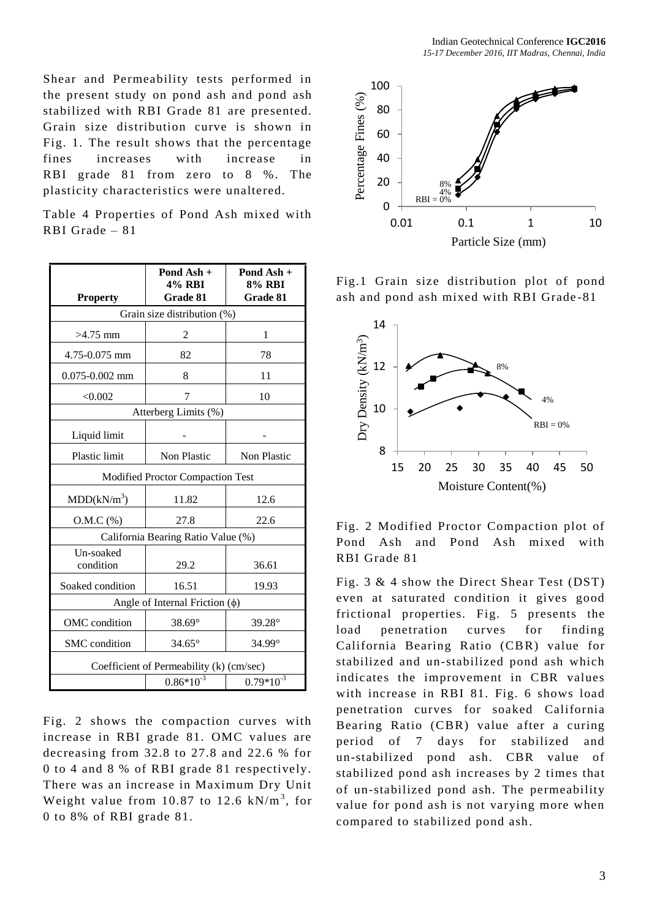Shear and Permeability tests performed in the present study on pond ash and pond ash stabilized with RBI Grade 81 are presented. Grain size distribution curve is shown in Fig. 1. The result shows that the percentage fines increases with increase in RBI grade 81 from zero to 8 %. The plasticity characteristics were unaltered.

Table 4 Properties of Pond Ash mixed with RBI Grade – 81

| Property | Pond Ash + 4% RBI Grade 81 | Pond Ash + 8% RBI Grade 81 |
|---|---|---|
| Grain size distribution (%) | | |
| >4.75 mm | 2 | 1 |
| 4.75-0.075 mm | 82 | 78 |
| 0.075-0.002 mm | 8 | 11 |
| <0.002 | 7 | 10 |
| Atterberg Limits (%) | | |
| Liquid limit | - | - |
| Plastic limit | Non Plastic | Non Plastic |
| Modified Proctor Compaction Test | | |
| MDD($kN/m^3$) | 11.82 | 12.6 |
| O.M.C (%) | 27.8 | 22.6 |
| California Bearing Ratio Value (%) | | |
| Un-soaked condition | 29.2 | 36.61 |
| Soaked condition | 16.51 | 19.93 |
| Angle of Internal Friction ($\phi$) | | |
| OMC condition | 38.69° | 39.28° |
| SMC condition | 34.65° | 34.99° |
| Coefficient of Permeability (k) (cm/sec) | | |
| | $0.86*10^{-3}$ | $0.79*10^{-3}$ |

Fig. 2 shows the compaction curves with increase in RBI grade 81. OMC values are decreasing from 32.8 to 27.8 and 22.6 % for 0 to 4 and 8 % of RBI grade 81 respectively. There was an increase in Maximum Dry Unit Weight value from 10.87 to 12.6 $kN/m^3$, for 0 to 8% of RBI grade 81.

Fig.1 Grain size distribution plot of pond ash and pond ash mixed with RBI Grade-81

Fig. 2 Modified Proctor Compaction plot of Pond Ash and Pond Ash mixed with RBI Grade 81

Fig. 3 & 4 show the Direct Shear Test (DST) even at saturated condition it gives good frictional properties. Fig. 5 presents the load penetration curves for finding California Bearing Ratio (CBR) value for stabilized and un-stabilized pond ash which indicates the improvement in CBR values with increase in RBI 81. Fig. 6 shows load penetration curves for soaked California Bearing Ratio (CBR) value after a curing period of 7 days for stabilized and un-stabilized pond ash. CBR value of stabilized pond ash increases by 2 times that of un-stabilized pond ash. The permeability value for pond ash is not varying more when compared to stabilized pond ash.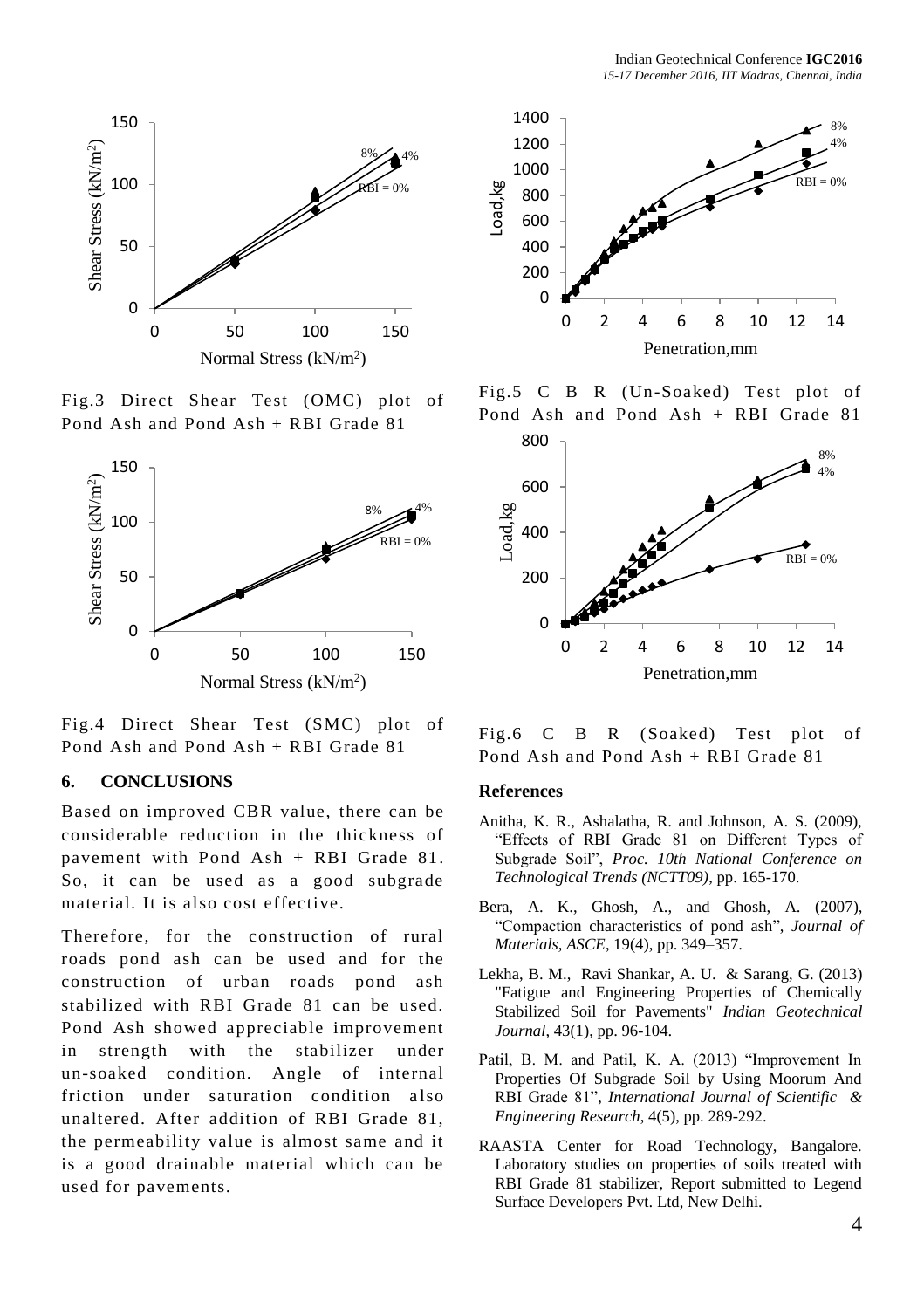150

Shear Stress (kN/m$^2$)

100

50

0

0 50 100 150

Normal Stress (kN/m$^2$)

8%

4%

RBI = 0%

Fig.3 Direct Shear Test (OMC) plot of Pond Ash and Pond Ash + RBI Grade 81

150

Shear Stress (kN/m$^2$)

100

50

0

0 50 100 150

Normal Stress (kN/m$^2$)

8%

4%

RBI = 0%

Fig.4 Direct Shear Test (SMC) plot of Pond Ash and Pond Ash + RBI Grade 81

## 6. CONCLUSIONS

Based on improved CBR value, there can be considerable reduction in the thickness of pavement with Pond Ash + RBI Grade 81. So, it can be used as a good subgrade material. It is also cost effective.

Therefore, for the construction of rural roads pond ash can be used and for the construction of urban roads pond ash stabilized with RBI Grade 81 can be used. Pond Ash showed appreciable improvement in strength with the stabilizer under un-soaked condition. Angle of internal friction under saturation condition also unaltered. After addition of RBI Grade 81, the permeability value is almost same and it is a good drainable material which can be used for pavements.

1400

1200

1000

800

600

400

200

0

Load,kg

0 2 4 6 8 10 12 14

Penetration,mm

8%

4%

RBI = 0%

Fig.5 C B R (Un-Soaked) Test plot of Pond Ash and Pond Ash + RBI Grade 81

800

600

400

200

0

Load,kg

0 2 4 6 8 10 12 14

Penetration,mm

8%

4%

RBI = 0%

Fig.6 C B R (Soaked) Test plot of Pond Ash and Pond Ash + RBI Grade 81

## References

Anitha, K. R., Ashalatha, R. and Johnson, A. S. (2009), "Effects of RBI Grade 81 on Different Types of Subgrade Soil", *Proc. 10th National Conference on Technological Trends (NCTT09)*, pp. 165-170.

Bera, A. K., Ghosh, A., and Ghosh, A. (2007), "Compaction characteristics of pond ash", *Journal of Materials, ASCE*, 19(4), pp. 349–357.

Lekha, B. M., Ravi Shankar, A. U. & Sarang, G. (2013) "Fatigue and Engineering Properties of Chemically Stabilized Soil for Pavements" *Indian Geotechnical Journal*, 43(1), pp. 96-104.

Patil, B. M. and Patil, K. A. (2013) "Improvement In Properties Of Subgrade Soil by Using Moorum And RBI Grade 81", *International Journal of Scientific & Engineering Research*, 4(5), pp. 289-292.

RAASTA Center for Road Technology, Bangalore. Laboratory studies on properties of soils treated with RBI Grade 81 stabilizer, Report submitted to Legend Surface Developers Pvt. Ltd, New Delhi.